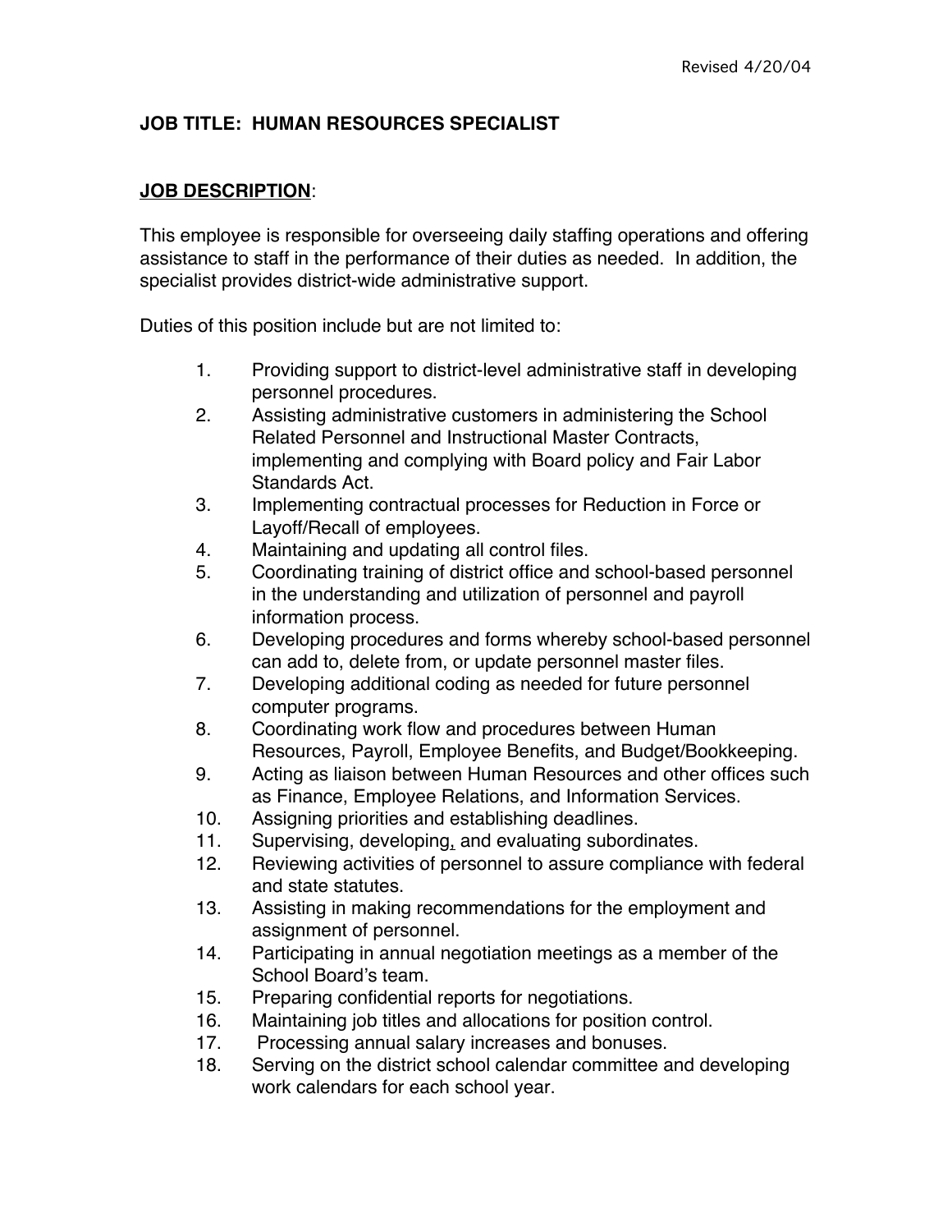Revised 4/20/04

**JOB TITLE: HUMAN RESOURCES SPECIALIST**

**JOB DESCRIPTION**:

This employee is responsible for overseeing daily staffing operations and offering assistance to staff in the performance of their duties as needed. In addition, the specialist provides district-wide administrative support.

Duties of this position include but are not limited to:

1. Providing support to district-level administrative staff in developing personnel procedures.
2. Assisting administrative customers in administering the School Related Personnel and Instructional Master Contracts, implementing and complying with Board policy and Fair Labor Standards Act.
3. Implementing contractual processes for Reduction in Force or Layoff/Recall of employees.
4. Maintaining and updating all control files.
5. Coordinating training of district office and school-based personnel in the understanding and utilization of personnel and payroll information process.
6. Developing procedures and forms whereby school-based personnel can add to, delete from, or update personnel master files.
7. Developing additional coding as needed for future personnel computer programs.
8. Coordinating work flow and procedures between Human Resources, Payroll, Employee Benefits, and Budget/Bookkeeping.
9. Acting as liaison between Human Resources and other offices such as Finance, Employee Relations, and Information Services.
10. Assigning priorities and establishing deadlines.
11. Supervising, developing, and evaluating subordinates.
12. Reviewing activities of personnel to assure compliance with federal and state statutes.
13. Assisting in making recommendations for the employment and assignment of personnel.
14. Participating in annual negotiation meetings as a member of the School Board's team.
15. Preparing confidential reports for negotiations.
16. Maintaining job titles and allocations for position control.
17. Processing annual salary increases and bonuses.
18. Serving on the district school calendar committee and developing work calendars for each school year.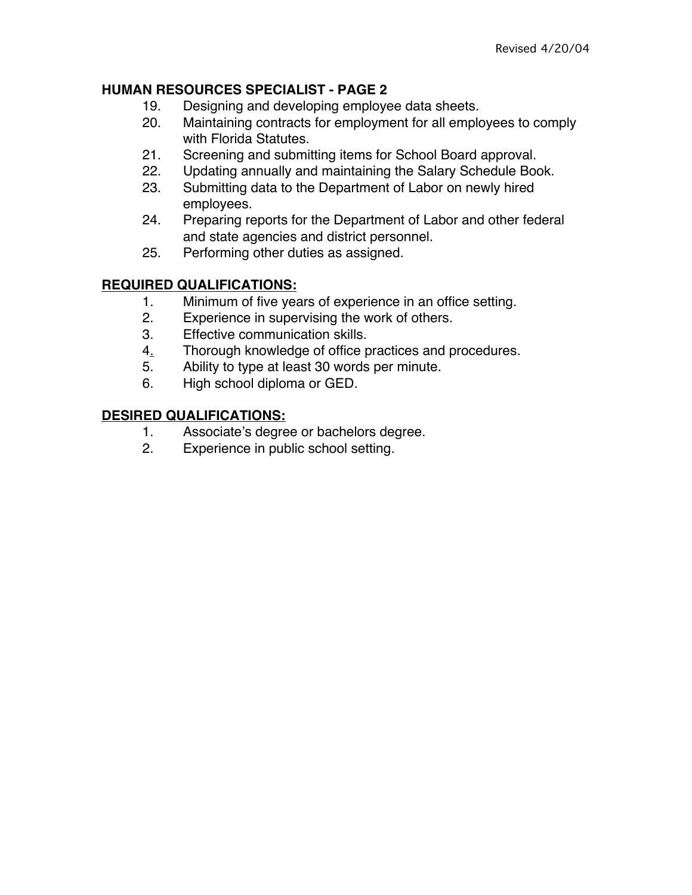**HUMAN RESOURCES SPECIALIST - PAGE 2**

19. Designing and developing employee data sheets.
20. Maintaining contracts for employment for all employees to comply with Florida Statutes.
21. Screening and submitting items for School Board approval.
22. Updating annually and maintaining the Salary Schedule Book.
23. Submitting data to the Department of Labor on newly hired employees.
24. Preparing reports for the Department of Labor and other federal and state agencies and district personnel.
25. Performing other duties as assigned.

## REQUIRED QUALIFICATIONS:

1. Minimum of five years of experience in an office setting.
2. Experience in supervising the work of others.
3. Effective communication skills.
4. Thorough knowledge of office practices and procedures.
5. Ability to type at least 30 words per minute.
6. High school diploma or GED.

## DESIRED QUALIFICATIONS:

1. Associate's degree or bachelors degree.
2. Experience in public school setting.